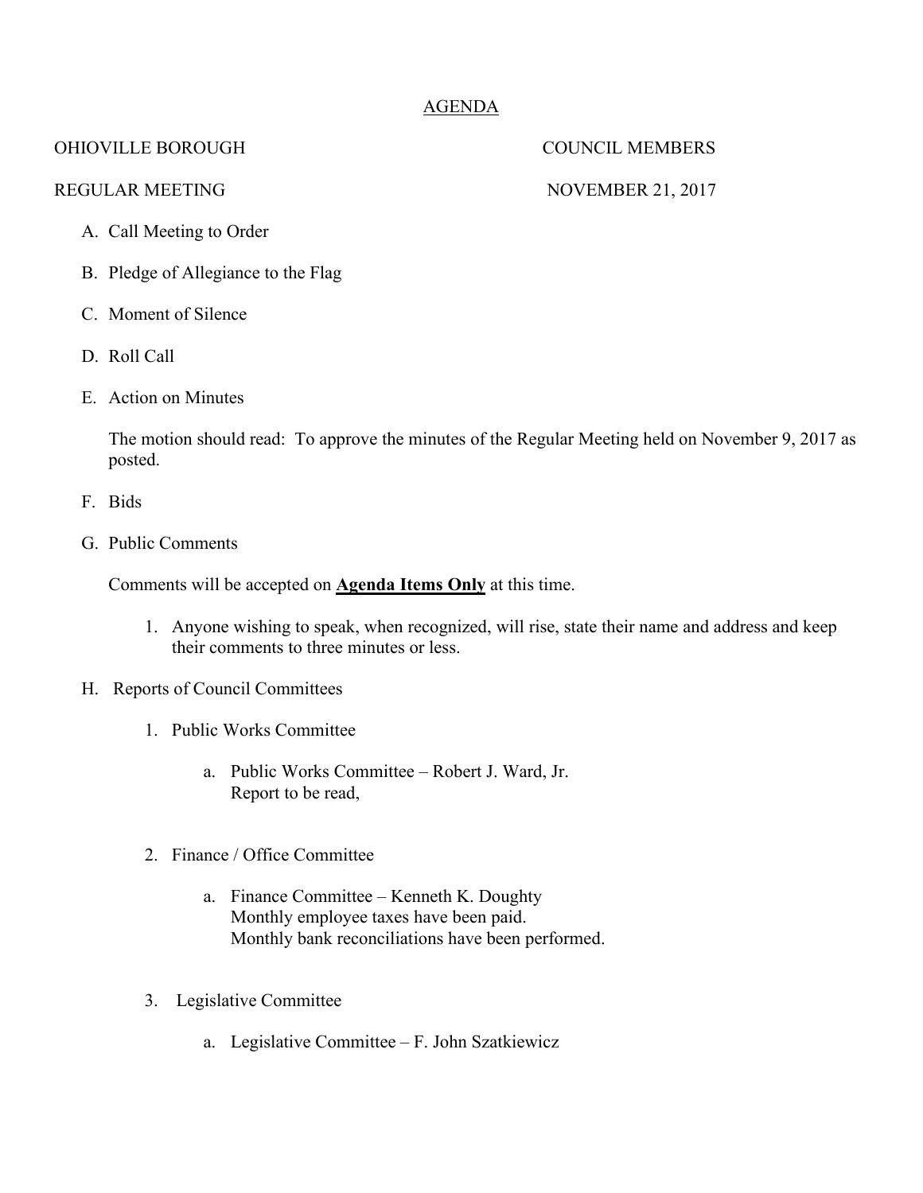# AGENDA

OHIOVILLE BOROUGH COUNCIL MEMBERS

REGULAR MEETING NOVEMBER 21, 2017

A. Call Meeting to Order

B. Pledge of Allegiance to the Flag

C. Moment of Silence

D. Roll Call

E. Action on Minutes

   The motion should read: To approve the minutes of the Regular Meeting held on November 9, 2017 as posted.

F. Bids

G. Public Comments

   Comments will be accepted on **Agenda Items Only** at this time.

   1. Anyone wishing to speak, when recognized, will rise, state their name and address and keep their comments to three minutes or less.

H. Reports of Council Committees

   1. Public Works Committee

      a. Public Works Committee – Robert J. Ward, Jr.
         Report to be read,

   2. Finance / Office Committee

      a. Finance Committee – Kenneth K. Doughty
         Monthly employee taxes have been paid.
         Monthly bank reconciliations have been performed.

   3. Legislative Committee

      a. Legislative Committee – F. John Szatkiewicz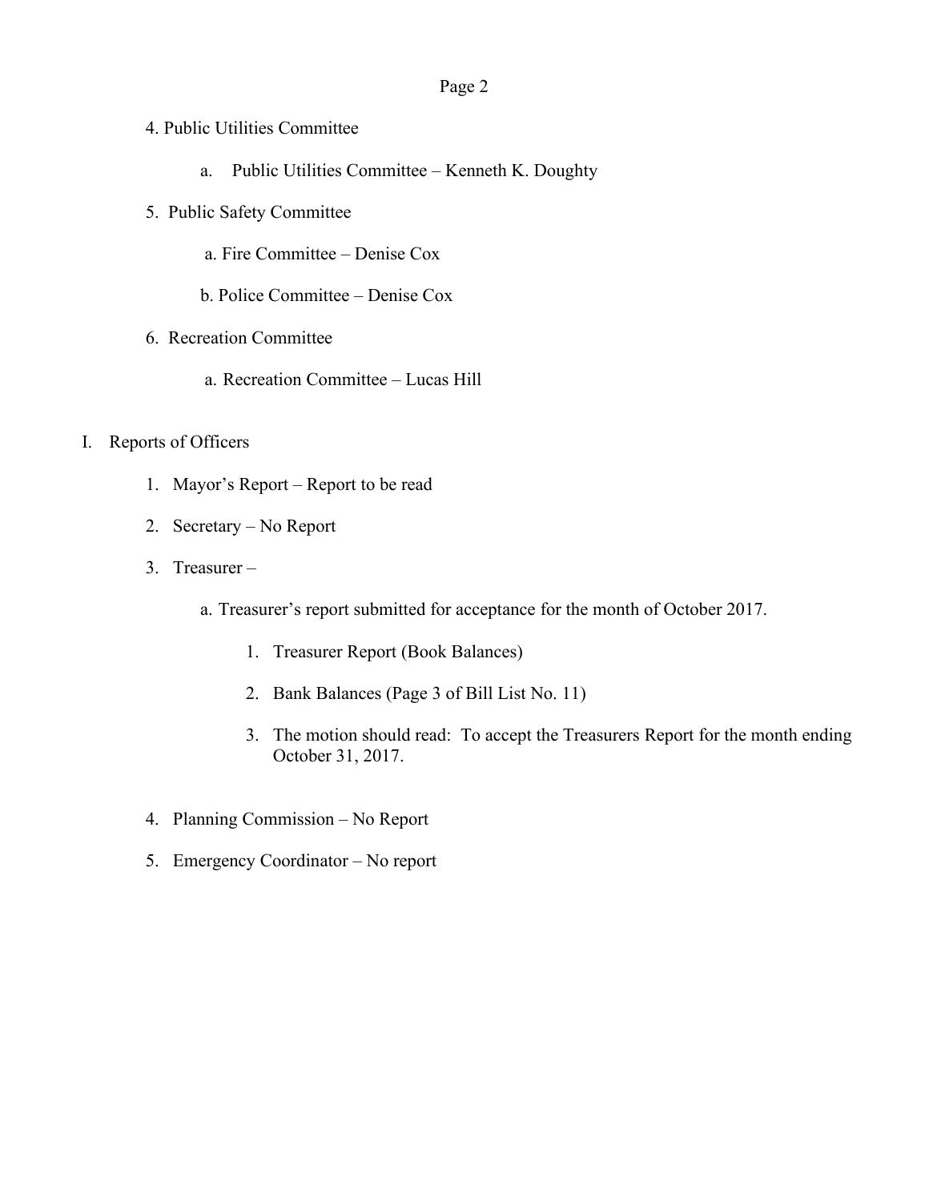4. Public Utilities Committee

   a. Public Utilities Committee – Kenneth K. Doughty

5. Public Safety Committee

   a. Fire Committee – Denise Cox

   b. Police Committee – Denise Cox

6. Recreation Committee

   a. Recreation Committee – Lucas Hill

I. Reports of Officers

   1. Mayor's Report – Report to be read

   2. Secretary – No Report

   3. Treasurer –

      a. Treasurer's report submitted for acceptance for the month of October 2017.

         1. Treasurer Report (Book Balances)

         2. Bank Balances (Page 3 of Bill List No. 11)

         3. The motion should read: To accept the Treasurers Report for the month ending October 31, 2017.

   4. Planning Commission – No Report

   5. Emergency Coordinator – No report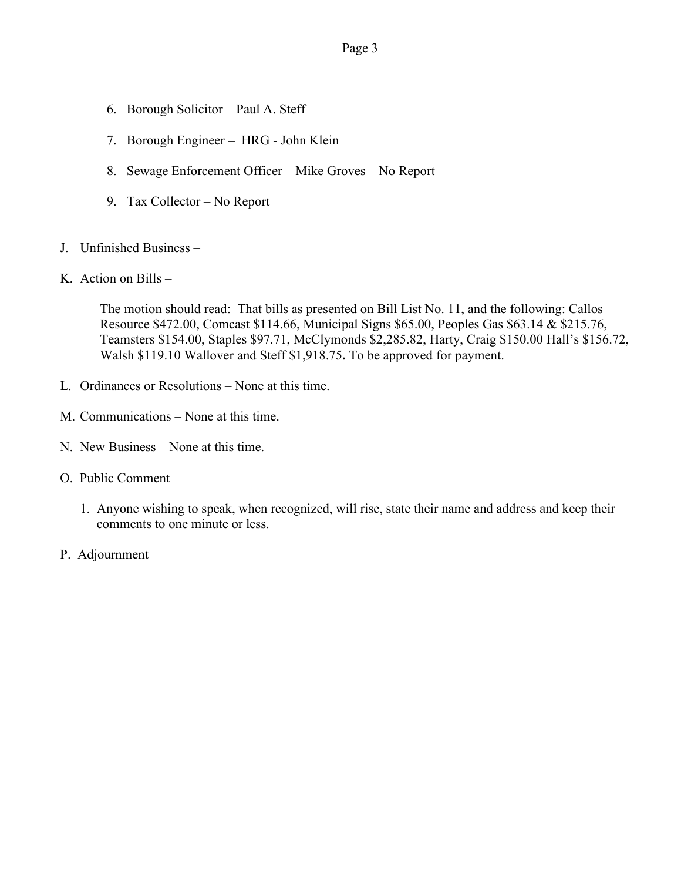6. Borough Solicitor – Paul A. Steff

7. Borough Engineer – HRG - John Klein

8. Sewage Enforcement Officer – Mike Groves – No Report

9. Tax Collector – No Report

J. Unfinished Business –

K. Action on Bills –

   The motion should read: That bills as presented on Bill List No. 11, and the following: Callos Resource $472.00, Comcast $114.66, Municipal Signs $65.00, Peoples Gas $63.14 & $215.76, Teamsters $154.00, Staples $97.71, McClymonds $2,285.82, Harty, Craig $150.00 Hall's $156.72, Walsh $119.10 Wallover and Steff $1,918.75**.** To be approved for payment.

L. Ordinances or Resolutions – None at this time.

M. Communications – None at this time.

N. New Business – None at this time.

O. Public Comment

   1. Anyone wishing to speak, when recognized, will rise, state their name and address and keep their comments to one minute or less.

P. Adjournment